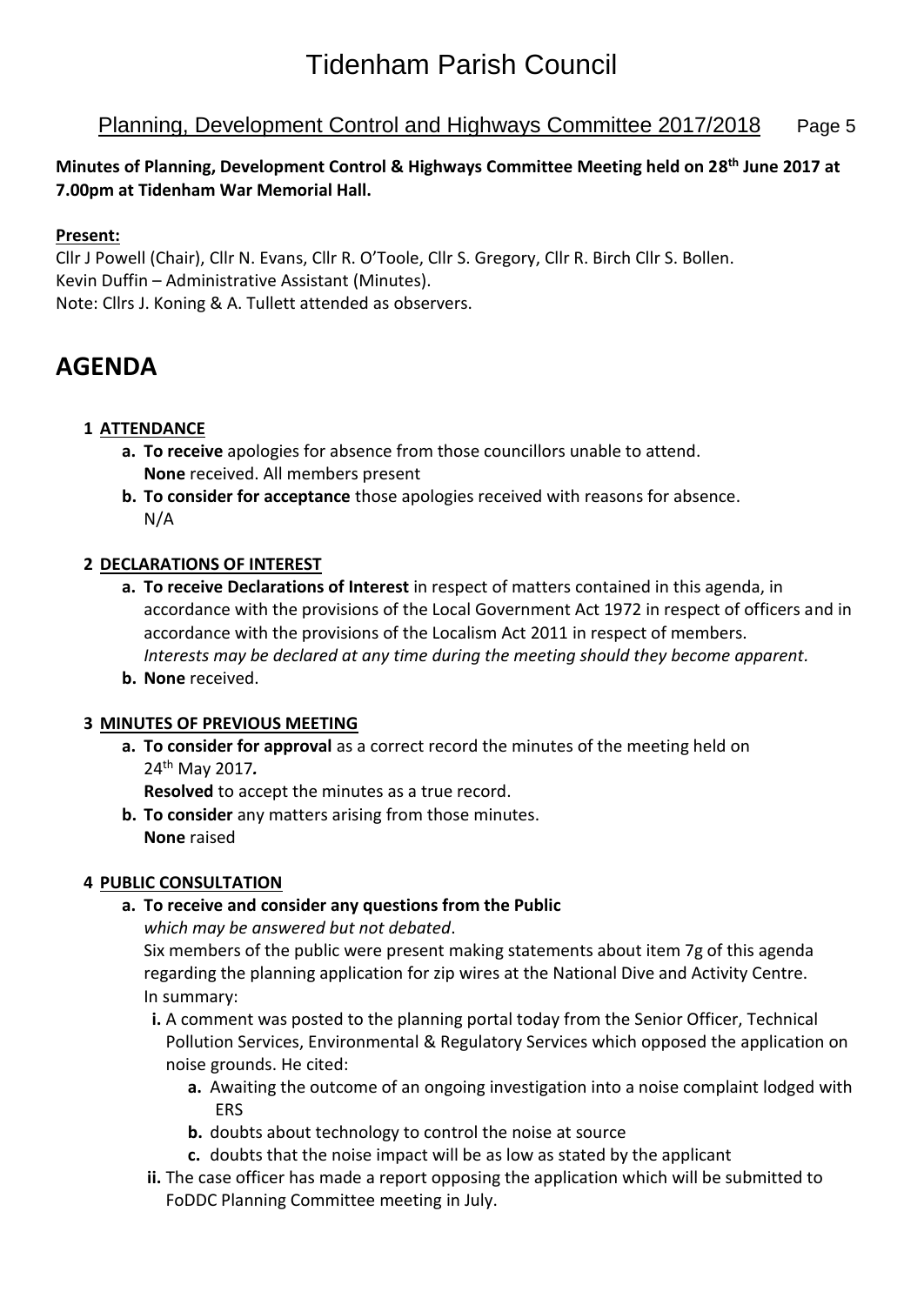# Tidenham Parish Council

## Planning, Development Control and Highways Committee 2017/2018

**Minutes of Planning, Development Control & Highways Committee Meeting held on 28th June 2017 at 7.00pm at Tidenham War Memorial Hall.**

**Present:**

Cllr J Powell (Chair), Cllr N. Evans, Cllr R. O'Toole, Cllr S. Gregory, Cllr R. Birch Cllr S. Bollen.
Kevin Duffin – Administrative Assistant (Minutes).
Note: Cllrs J. Koning & A. Tullett attended as observers.

# AGENDA

**1 ATTENDANCE**

a. **To receive** apologies for absence from those councillors unable to attend.
   **None** received. All members present

b. **To consider for acceptance** those apologies received with reasons for absence.
   N/A

**2 DECLARATIONS OF INTEREST**

a. **To receive Declarations of Interest** in respect of matters contained in this agenda, in accordance with the provisions of the Local Government Act 1972 in respect of officers and in accordance with the provisions of the Localism Act 2011 in respect of members.
   *Interests may be declared at any time during the meeting should they become apparent.*

b. **None** received.

**3 MINUTES OF PREVIOUS MEETING**

a. **To consider for approval** as a correct record the minutes of the meeting held on 24th May 2017**.**
   **Resolved** to accept the minutes as a true record.

b. **To consider** any matters arising from those minutes.
   **None** raised

**4 PUBLIC CONSULTATION**

a. **To receive and consider any questions from the Public**
   *which may be answered but not debated*.
   Six members of the public were present making statements about item 7g of this agenda regarding the planning application for zip wires at the National Dive and Activity Centre.
   In summary:

   i. A comment was posted to the planning portal today from the Senior Officer, Technical Pollution Services, Environmental & Regulatory Services which opposed the application on noise grounds. He cited:
      a. Awaiting the outcome of an ongoing investigation into a noise complaint lodged with ERS
      b. doubts about technology to control the noise at source
      c. doubts that the noise impact will be as low as stated by the applicant

   ii. The case officer has made a report opposing the application which will be submitted to FoDDC Planning Committee meeting in July.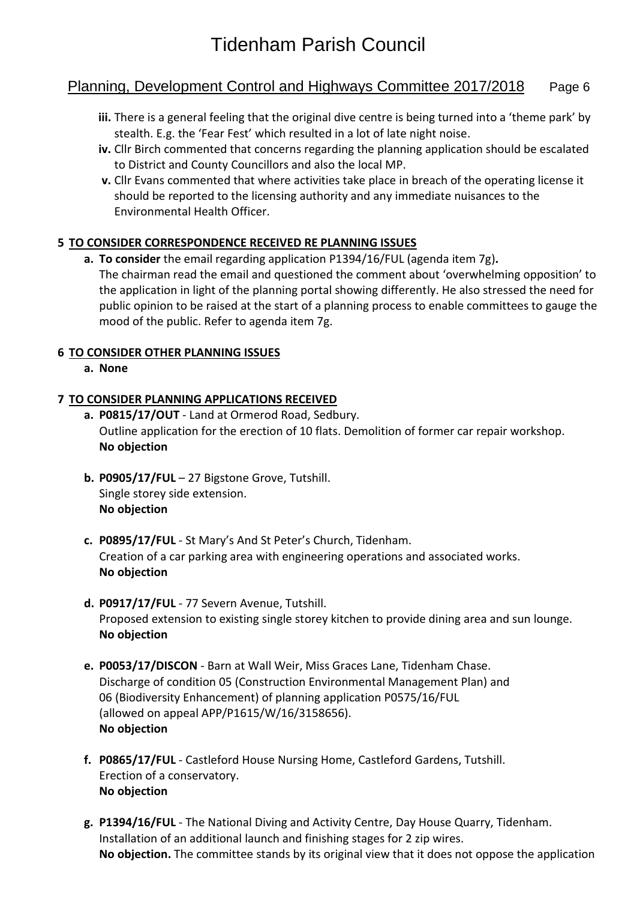iii. There is a general feeling that the original dive centre is being turned into a 'theme park' by stealth. E.g. the 'Fear Fest' which resulted in a lot of late night noise.

iv. Cllr Birch commented that concerns regarding the planning application should be escalated to District and County Councillors and also the local MP.

v. Cllr Evans commented that where activities take place in breach of the operating license it should be reported to the licensing authority and any immediate nuisances to the Environmental Health Officer.

## 5 TO CONSIDER CORRESPONDENCE RECEIVED RE PLANNING ISSUES

a. **To consider** the email regarding application P1394/16/FUL (agenda item 7g)**.**
The chairman read the email and questioned the comment about 'overwhelming opposition' to the application in light of the planning portal showing differently. He also stressed the need for public opinion to be raised at the start of a planning process to enable committees to gauge the mood of the public. Refer to agenda item 7g.

## 6 TO CONSIDER OTHER PLANNING ISSUES

a. **None**

## 7 TO CONSIDER PLANNING APPLICATIONS RECEIVED

a. **P0815/17/OUT** - Land at Ormerod Road, Sedbury.
Outline application for the erection of 10 flats. Demolition of former car repair workshop.
**No objection**

b. **P0905/17/FUL** – 27 Bigstone Grove, Tutshill.
Single storey side extension.
**No objection**

c. **P0895/17/FUL** - St Mary's And St Peter's Church, Tidenham.
Creation of a car parking area with engineering operations and associated works.
**No objection**

d. **P0917/17/FUL** - 77 Severn Avenue, Tutshill.
Proposed extension to existing single storey kitchen to provide dining area and sun lounge.
**No objection**

e. **P0053/17/DISCON** - Barn at Wall Weir, Miss Graces Lane, Tidenham Chase.
Discharge of condition 05 (Construction Environmental Management Plan) and 06 (Biodiversity Enhancement) of planning application P0575/16/FUL (allowed on appeal APP/P1615/W/16/3158656).
**No objection**

f. **P0865/17/FUL** - Castleford House Nursing Home, Castleford Gardens, Tutshill.
Erection of a conservatory.
**No objection**

g. **P1394/16/FUL** - The National Diving and Activity Centre, Day House Quarry, Tidenham.
Installation of an additional launch and finishing stages for 2 zip wires.
**No objection.** The committee stands by its original view that it does not oppose the application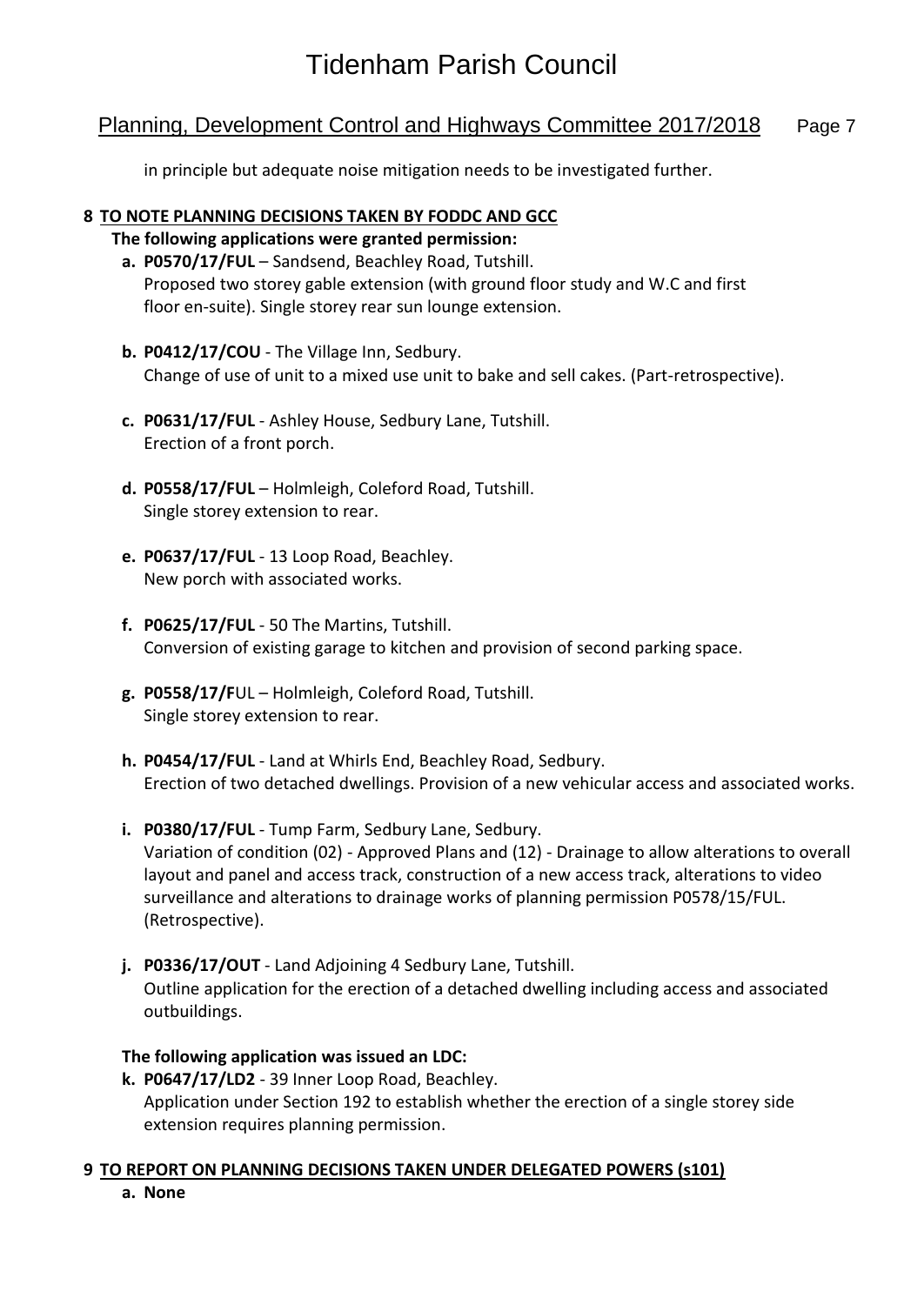in principle but adequate noise mitigation needs to be investigated further.

**8 TO NOTE PLANNING DECISIONS TAKEN BY FODDC AND GCC**

**The following applications were granted permission:**

**a. P0570/17/FUL** – Sandsend, Beachley Road, Tutshill.
Proposed two storey gable extension (with ground floor study and W.C and first floor en-suite). Single storey rear sun lounge extension.

**b. P0412/17/COU** - The Village Inn, Sedbury.
Change of use of unit to a mixed use unit to bake and sell cakes. (Part-retrospective).

**c. P0631/17/FUL** - Ashley House, Sedbury Lane, Tutshill.
Erection of a front porch.

**d. P0558/17/FUL** – Holmleigh, Coleford Road, Tutshill.
Single storey extension to rear.

**e. P0637/17/FUL** - 13 Loop Road, Beachley.
New porch with associated works.

**f. P0625/17/FUL** - 50 The Martins, Tutshill.
Conversion of existing garage to kitchen and provision of second parking space.

**g. P0558/17/F**UL – Holmleigh, Coleford Road, Tutshill.
Single storey extension to rear.

**h. P0454/17/FUL** - Land at Whirls End, Beachley Road, Sedbury.
Erection of two detached dwellings. Provision of a new vehicular access and associated works.

**i. P0380/17/FUL** - Tump Farm, Sedbury Lane, Sedbury.
Variation of condition (02) - Approved Plans and (12) - Drainage to allow alterations to overall layout and panel and access track, construction of a new access track, alterations to video surveillance and alterations to drainage works of planning permission P0578/15/FUL. (Retrospective).

**j. P0336/17/OUT** - Land Adjoining 4 Sedbury Lane, Tutshill.
Outline application for the erection of a detached dwelling including access and associated outbuildings.

**The following application was issued an LDC:**

**k. P0647/17/LD2** - 39 Inner Loop Road, Beachley.
Application under Section 192 to establish whether the erection of a single storey side extension requires planning permission.

**9 TO REPORT ON PLANNING DECISIONS TAKEN UNDER DELEGATED POWERS (s101)**

**a. None**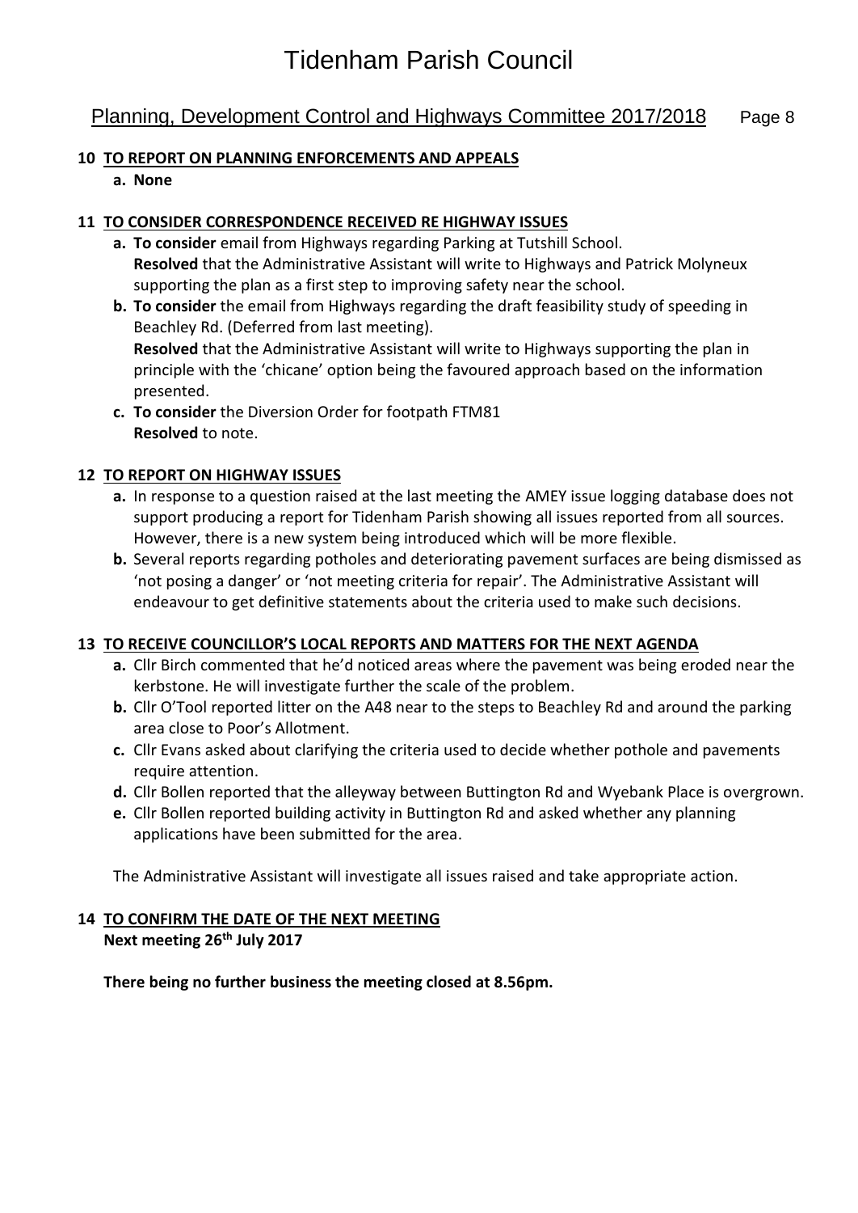**10 TO REPORT ON PLANNING ENFORCEMENTS AND APPEALS**

a. **None**

**11 TO CONSIDER CORRESPONDENCE RECEIVED RE HIGHWAY ISSUES**

a. **To consider** email from Highways regarding Parking at Tutshill School.
   **Resolved** that the Administrative Assistant will write to Highways and Patrick Molyneux supporting the plan as a first step to improving safety near the school.
b. **To consider** the email from Highways regarding the draft feasibility study of speeding in Beachley Rd. (Deferred from last meeting).
   **Resolved** that the Administrative Assistant will write to Highways supporting the plan in principle with the 'chicane' option being the favoured approach based on the information presented.
c. **To consider** the Diversion Order for footpath FTM81
   **Resolved** to note.

**12 TO REPORT ON HIGHWAY ISSUES**

a. In response to a question raised at the last meeting the AMEY issue logging database does not support producing a report for Tidenham Parish showing all issues reported from all sources. However, there is a new system being introduced which will be more flexible.
b. Several reports regarding potholes and deteriorating pavement surfaces are being dismissed as 'not posing a danger' or 'not meeting criteria for repair'. The Administrative Assistant will endeavour to get definitive statements about the criteria used to make such decisions.

**13 TO RECEIVE COUNCILLOR'S LOCAL REPORTS AND MATTERS FOR THE NEXT AGENDA**

a. Cllr Birch commented that he'd noticed areas where the pavement was being eroded near the kerbstone. He will investigate further the scale of the problem.
b. Cllr O'Tool reported litter on the A48 near to the steps to Beachley Rd and around the parking area close to Poor's Allotment.
c. Cllr Evans asked about clarifying the criteria used to decide whether pothole and pavements require attention.
d. Cllr Bollen reported that the alleyway between Buttington Rd and Wyebank Place is overgrown.
e. Cllr Bollen reported building activity in Buttington Rd and asked whether any planning applications have been submitted for the area.

The Administrative Assistant will investigate all issues raised and take appropriate action.

**14 TO CONFIRM THE DATE OF THE NEXT MEETING**

**Next meeting 26th July 2017**

**There being no further business the meeting closed at 8.56pm.**